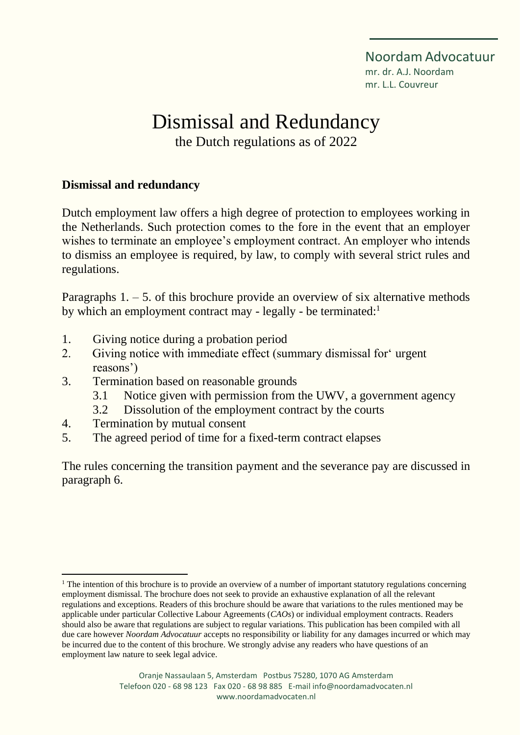Noordam Advocatuur
mr. dr. A.J. Noordam
mr. L.L. Couvreur

# Dismissal and Redundancy

the Dutch regulations as of 2022

**Dismissal and redundancy**

Dutch employment law offers a high degree of protection to employees working in the Netherlands. Such protection comes to the fore in the event that an employer wishes to terminate an employee's employment contract. An employer who intends to dismiss an employee is required, by law, to comply with several strict rules and regulations.

Paragraphs 1. – 5. of this brochure provide an overview of six alternative methods by which an employment contract may - legally - be terminated:[1]

1. Giving notice during a probation period
2. Giving notice with immediate effect (summary dismissal for' urgent reasons')
3. Termination based on reasonable grounds
   - 3.1 Notice given with permission from the UWV, a government agency
   - 3.2 Dissolution of the employment contract by the courts
4. Termination by mutual consent
5. The agreed period of time for a fixed-term contract elapses

The rules concerning the transition payment and the severance pay are discussed in paragraph 6.

[1] The intention of this brochure is to provide an overview of a number of important statutory regulations concerning employment dismissal. The brochure does not seek to provide an exhaustive explanation of all the relevant regulations and exceptions. Readers of this brochure should be aware that variations to the rules mentioned may be applicable under particular Collective Labour Agreements (*CAOs*) or individual employment contracts. Readers should also be aware that regulations are subject to regular variations. This publication has been compiled with all due care however *Noordam Advocatuur* accepts no responsibility or liability for any damages incurred or which may be incurred due to the content of this brochure. We strongly advise any readers who have questions of an employment law nature to seek legal advice.

Oranje Nassaulaan 5, Amsterdam Postbus 75280, 1070 AG Amsterdam
Telefoon 020 - 68 98 123 Fax 020 - 68 98 885 E-mail info@noordamadvocaten.nl
www.noordamadvocaten.nl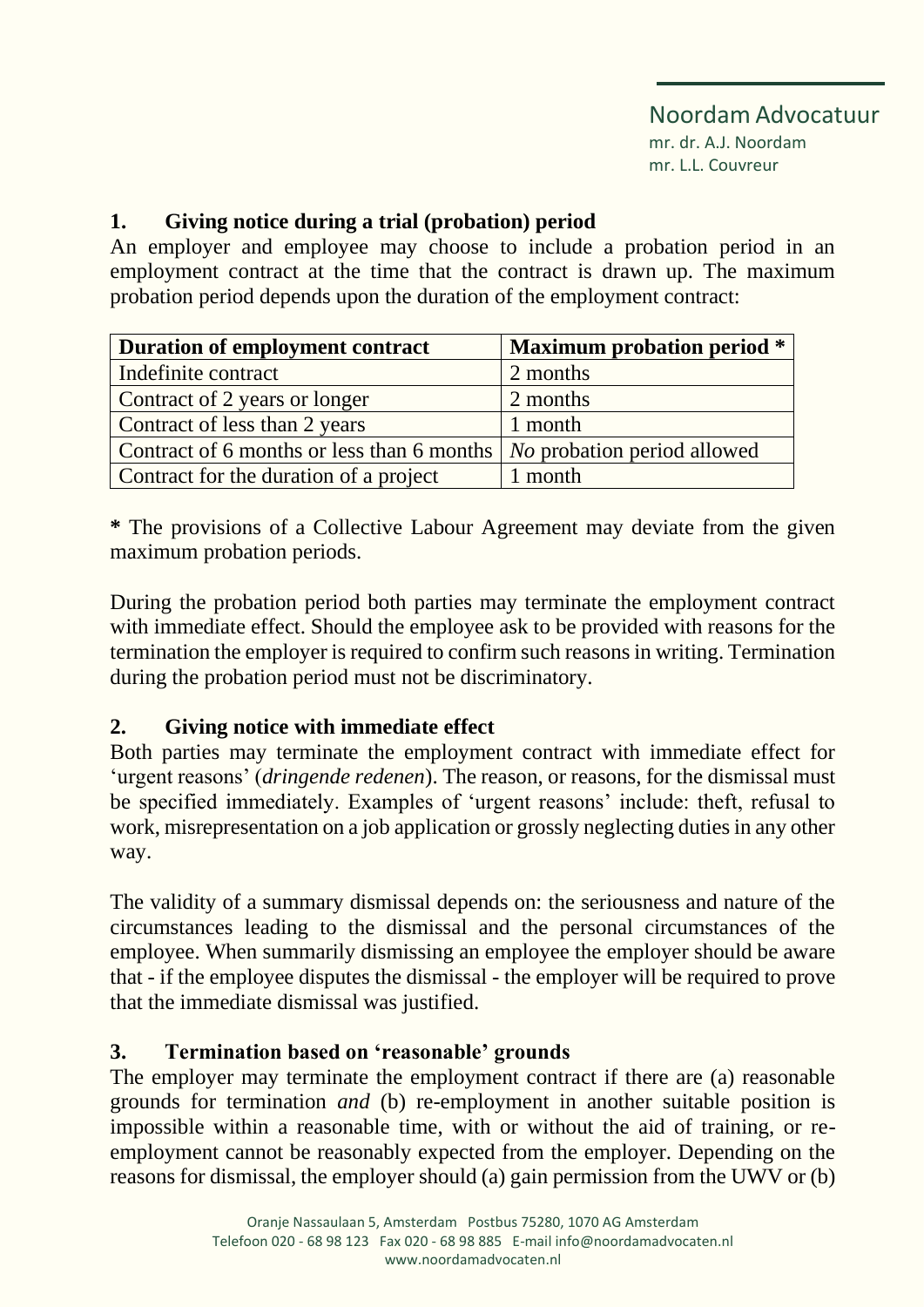## 1. Giving notice during a trial (probation) period

An employer and employee may choose to include a probation period in an employment contract at the time that the contract is drawn up. The maximum probation period depends upon the duration of the employment contract:

| **Duration of employment contract** | **Maximum probation period *** |
|---|---|
| Indefinite contract | 2 months |
| Contract of 2 years or longer | 2 months |
| Contract of less than 2 years | 1 month |
| Contract of 6 months or less than 6 months | *No* probation period allowed |
| Contract for the duration of a project | 1 month |

**\*** The provisions of a Collective Labour Agreement may deviate from the given maximum probation periods.

During the probation period both parties may terminate the employment contract with immediate effect. Should the employee ask to be provided with reasons for the termination the employer is required to confirm such reasons in writing. Termination during the probation period must not be discriminatory.

## 2. Giving notice with immediate effect

Both parties may terminate the employment contract with immediate effect for 'urgent reasons' (*dringende redenen*). The reason, or reasons, for the dismissal must be specified immediately. Examples of 'urgent reasons' include: theft, refusal to work, misrepresentation on a job application or grossly neglecting duties in any other way.

The validity of a summary dismissal depends on: the seriousness and nature of the circumstances leading to the dismissal and the personal circumstances of the employee. When summarily dismissing an employee the employer should be aware that - if the employee disputes the dismissal - the employer will be required to prove that the immediate dismissal was justified.

## 3. Termination based on 'reasonable' grounds

The employer may terminate the employment contract if there are (a) reasonable grounds for termination *and* (b) re-employment in another suitable position is impossible within a reasonable time, with or without the aid of training, or re-employment cannot be reasonably expected from the employer. Depending on the reasons for dismissal, the employer should (a) gain permission from the UWV or (b)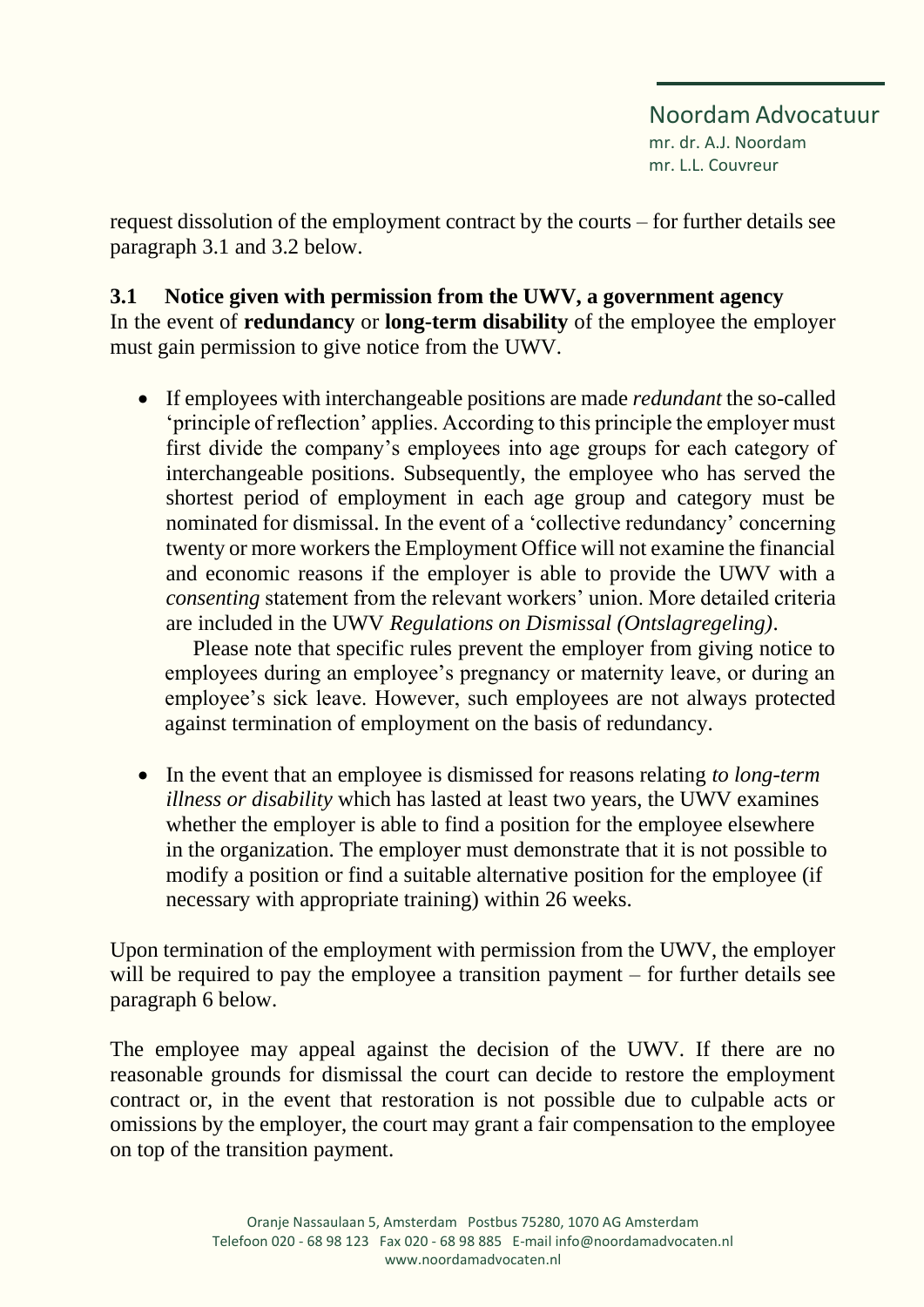request dissolution of the employment contract by the courts – for further details see paragraph 3.1 and 3.2 below.

### 3.1 Notice given with permission from the UWV, a government agency

In the event of **redundancy** or **long-term disability** of the employee the employer must gain permission to give notice from the UWV.

- If employees with interchangeable positions are made *redundant* the so-called 'principle of reflection' applies. According to this principle the employer must first divide the company's employees into age groups for each category of interchangeable positions. Subsequently, the employee who has served the shortest period of employment in each age group and category must be nominated for dismissal. In the event of a 'collective redundancy' concerning twenty or more workers the Employment Office will not examine the financial and economic reasons if the employer is able to provide the UWV with a *consenting* statement from the relevant workers' union. More detailed criteria are included in the UWV *Regulations on Dismissal (Ontslagregeling)*.

  Please note that specific rules prevent the employer from giving notice to employees during an employee's pregnancy or maternity leave, or during an employee's sick leave. However, such employees are not always protected against termination of employment on the basis of redundancy.

- In the event that an employee is dismissed for reasons relating *to long-term illness or disability* which has lasted at least two years, the UWV examines whether the employer is able to find a position for the employee elsewhere in the organization. The employer must demonstrate that it is not possible to modify a position or find a suitable alternative position for the employee (if necessary with appropriate training) within 26 weeks.

Upon termination of the employment with permission from the UWV, the employer will be required to pay the employee a transition payment – for further details see paragraph 6 below.

The employee may appeal against the decision of the UWV. If there are no reasonable grounds for dismissal the court can decide to restore the employment contract or, in the event that restoration is not possible due to culpable acts or omissions by the employer, the court may grant a fair compensation to the employee on top of the transition payment.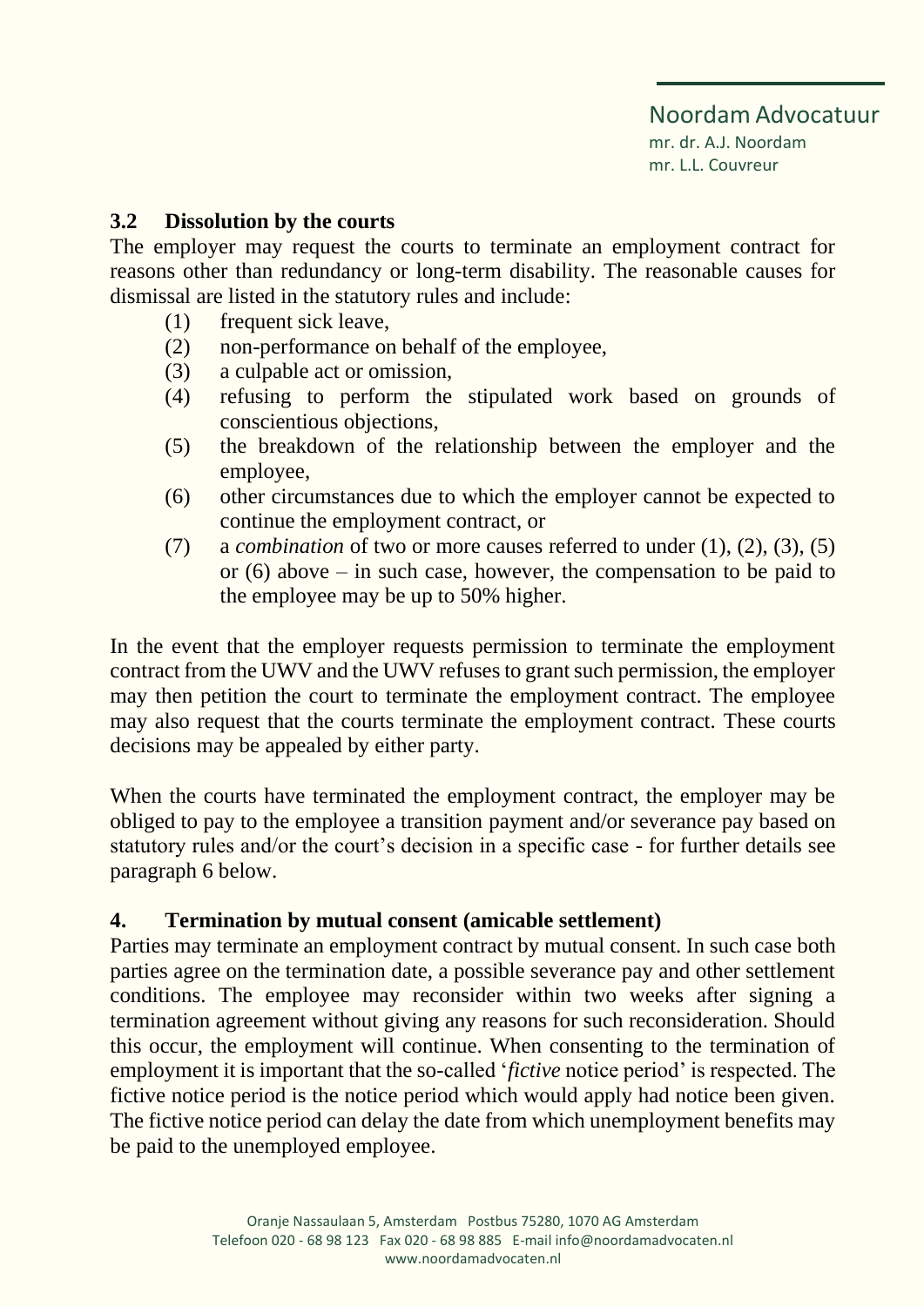### 3.2 Dissolution by the courts

The employer may request the courts to terminate an employment contract for reasons other than redundancy or long-term disability. The reasonable causes for dismissal are listed in the statutory rules and include:

(1) frequent sick leave,
(2) non-performance on behalf of the employee,
(3) a culpable act or omission,
(4) refusing to perform the stipulated work based on grounds of conscientious objections,
(5) the breakdown of the relationship between the employer and the employee,
(6) other circumstances due to which the employer cannot be expected to continue the employment contract, or
(7) a *combination* of two or more causes referred to under (1), (2), (3), (5) or (6) above – in such case, however, the compensation to be paid to the employee may be up to 50% higher.

In the event that the employer requests permission to terminate the employment contract from the UWV and the UWV refuses to grant such permission, the employer may then petition the court to terminate the employment contract. The employee may also request that the courts terminate the employment contract. These courts decisions may be appealed by either party.

When the courts have terminated the employment contract, the employer may be obliged to pay to the employee a transition payment and/or severance pay based on statutory rules and/or the court's decision in a specific case - for further details see paragraph 6 below.

## 4. Termination by mutual consent (amicable settlement)

Parties may terminate an employment contract by mutual consent. In such case both parties agree on the termination date, a possible severance pay and other settlement conditions. The employee may reconsider within two weeks after signing a termination agreement without giving any reasons for such reconsideration. Should this occur, the employment will continue. When consenting to the termination of employment it is important that the so-called '*fictive* notice period' is respected. The fictive notice period is the notice period which would apply had notice been given. The fictive notice period can delay the date from which unemployment benefits may be paid to the unemployed employee.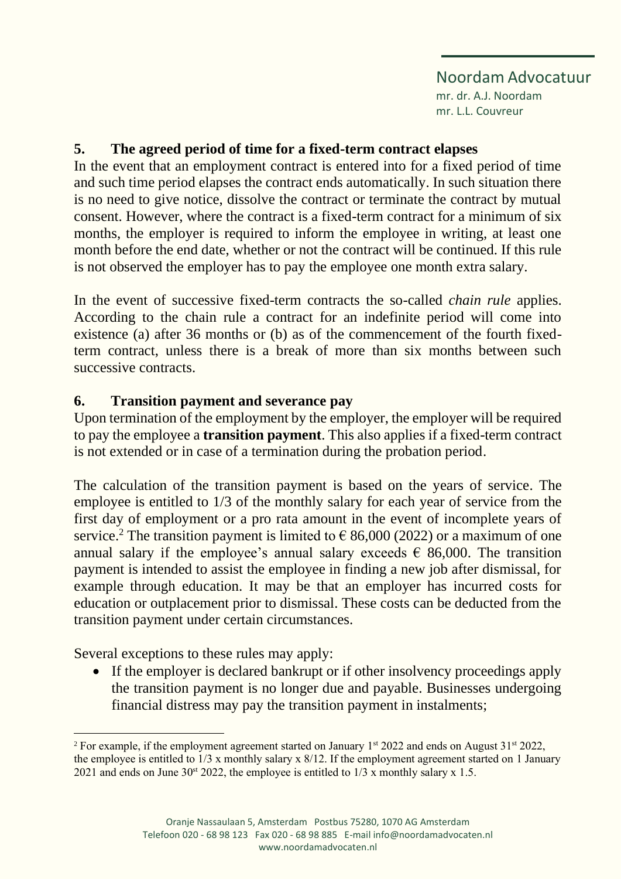## 5. The agreed period of time for a fixed-term contract elapses

In the event that an employment contract is entered into for a fixed period of time and such time period elapses the contract ends automatically. In such situation there is no need to give notice, dissolve the contract or terminate the contract by mutual consent. However, where the contract is a fixed-term contract for a minimum of six months, the employer is required to inform the employee in writing, at least one month before the end date, whether or not the contract will be continued. If this rule is not observed the employer has to pay the employee one month extra salary.

In the event of successive fixed-term contracts the so-called *chain rule* applies. According to the chain rule a contract for an indefinite period will come into existence (a) after 36 months or (b) as of the commencement of the fourth fixed-term contract, unless there is a break of more than six months between such successive contracts.

## 6. Transition payment and severance pay

Upon termination of the employment by the employer, the employer will be required to pay the employee a **transition payment**. This also applies if a fixed-term contract is not extended or in case of a termination during the probation period.

The calculation of the transition payment is based on the years of service. The employee is entitled to 1/3 of the monthly salary for each year of service from the first day of employment or a pro rata amount in the event of incomplete years of service.[2] The transition payment is limited to € 86,000 (2022) or a maximum of one annual salary if the employee's annual salary exceeds € 86,000. The transition payment is intended to assist the employee in finding a new job after dismissal, for example through education. It may be that an employer has incurred costs for education or outplacement prior to dismissal. These costs can be deducted from the transition payment under certain circumstances.

Several exceptions to these rules may apply:

- If the employer is declared bankrupt or if other insolvency proceedings apply the transition payment is no longer due and payable. Businesses undergoing financial distress may pay the transition payment in instalments;

---

[2] For example, if the employment agreement started on January 1st 2022 and ends on August 31st 2022, the employee is entitled to 1/3 x monthly salary x 8/12. If the employment agreement started on 1 January 2021 and ends on June 30st 2022, the employee is entitled to 1/3 x monthly salary x 1.5.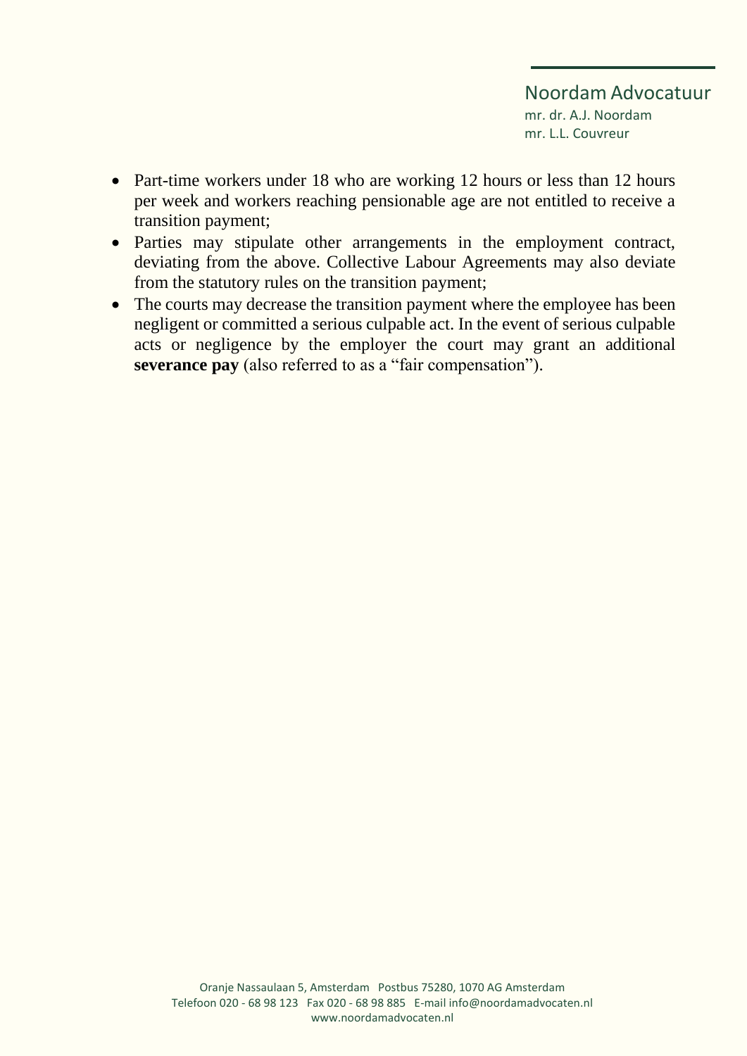- Part-time workers under 18 who are working 12 hours or less than 12 hours per week and workers reaching pensionable age are not entitled to receive a transition payment;
- Parties may stipulate other arrangements in the employment contract, deviating from the above. Collective Labour Agreements may also deviate from the statutory rules on the transition payment;
- The courts may decrease the transition payment where the employee has been negligent or committed a serious culpable act. In the event of serious culpable acts or negligence by the employer the court may grant an additional **severance pay** (also referred to as a "fair compensation").